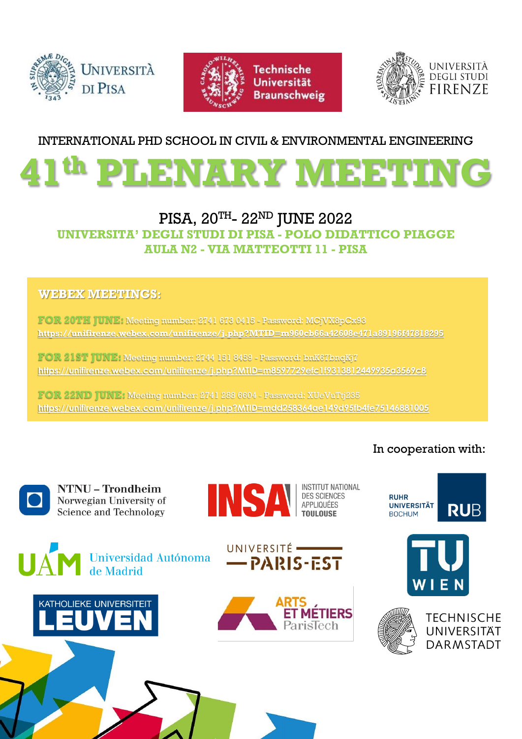Università di Pisa

Technische Universität Braunschweig

Università degli Studi Firenze

INTERNATIONAL PHD SCHOOL IN CIVIL & ENVIRONMENTAL ENGINEERING

# 41th PLENARY MEETING

## PISA, 20TH- 22ND JUNE 2022

**UNIVERSITA' DEGLI STUDI DI PISA - POLO DIDATTICO PIAGGE**
**AULA N2 - VIA MATTEOTTI 11 - PISA**

**WEBEX MEETINGS:**

**FOR 20TH JUNE:** Meeting number: 2741 673 0415 - Password: MCjVX8pCx93
https://unifirenze.webex.com/unifirenze/j.php?MTID=m960cb66a42608e471a89196f47818295

**FOR 21ST JUNE:** Meeting number: 2744 151 8459 - Password: bnK67bnqKj7
https://unifirenze.webex.com/unifirenze/j.php?MTID=m8597729efc1f9313812449935a3569c8

**FOR 22ND JUNE:** Meeting number: 2741 288 6604 - Password: XUeVuTtj235
https://unifirenze.webex.com/unifirenze/j.php?MTID=mdd258364ae149d95fb4fe75146881005

In cooperation with:

NTNU – Trondheim Norwegian University of Science and Technology

INSA Institut National des Sciences Appliquées Toulouse

Ruhr Universität Bochum RUB

Universidad Autónoma de Madrid

Université Paris-Est

TU Wien

Katholieke Universiteit Leuven

Arts et Métiers ParisTech

Technische Universität Darmstadt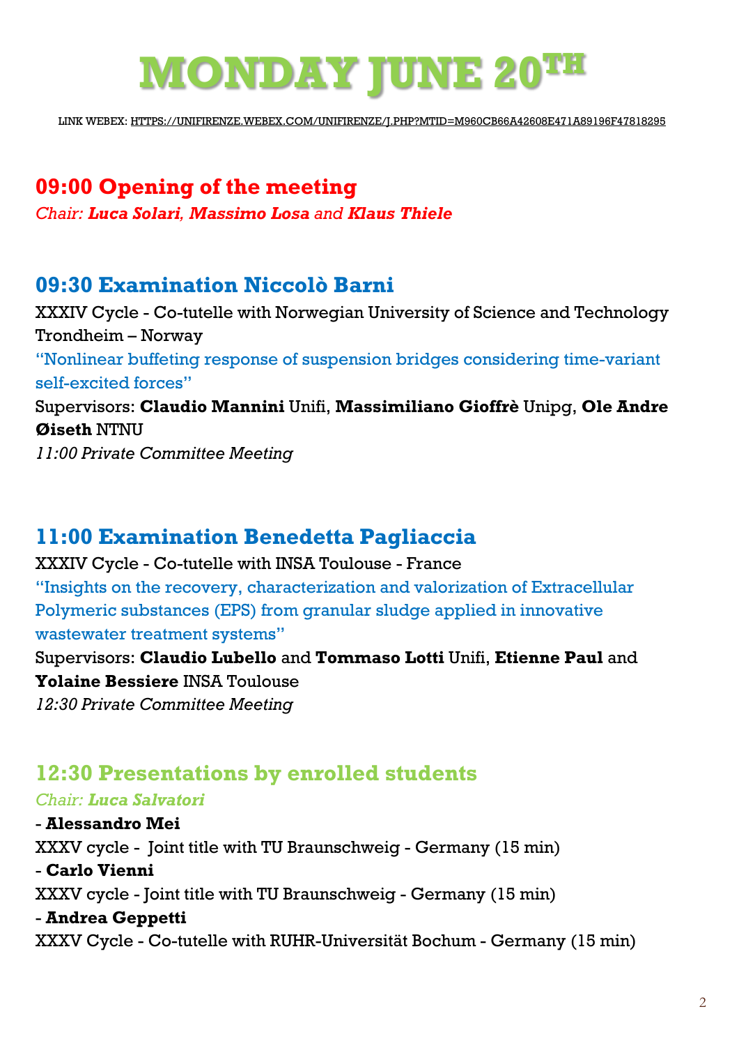# MONDAY JUNE 20TH

LINK WEBEX: HTTPS://UNIFIRENZE.WEBEX.COM/UNIFIRENZE/J.PHP?MTID=M960CB66A42608E471A89196F47818295

## 09:00 Opening of the meeting

*Chair: **Luca Solari, Massimo Losa** and **Klaus Thiele***

## 09:30 Examination Niccolò Barni

XXXIV Cycle - Co-tutelle with Norwegian University of Science and Technology Trondheim – Norway

"Nonlinear buffeting response of suspension bridges considering time-variant self-excited forces"

Supervisors: **Claudio Mannini** Unifi, **Massimiliano Gioffrè** Unipg, **Ole Andre Øiseth** NTNU

*11:00 Private Committee Meeting*

## 11:00 Examination Benedetta Pagliaccia

XXXIV Cycle - Co-tutelle with INSA Toulouse - France

"Insights on the recovery, characterization and valorization of Extracellular Polymeric substances (EPS) from granular sludge applied in innovative wastewater treatment systems"

Supervisors: **Claudio Lubello** and **Tommaso Lotti** Unifi, **Etienne Paul** and **Yolaine Bessiere** INSA Toulouse

*12:30 Private Committee Meeting*

## 12:30 Presentations by enrolled students

*Chair: **Luca Salvatori***

- **Alessandro Mei**
XXXV cycle - Joint title with TU Braunschweig - Germany (15 min)
- **Carlo Vienni**
XXXV cycle - Joint title with TU Braunschweig - Germany (15 min)
- **Andrea Geppetti**
XXXV Cycle - Co-tutelle with RUHR-Universität Bochum - Germany (15 min)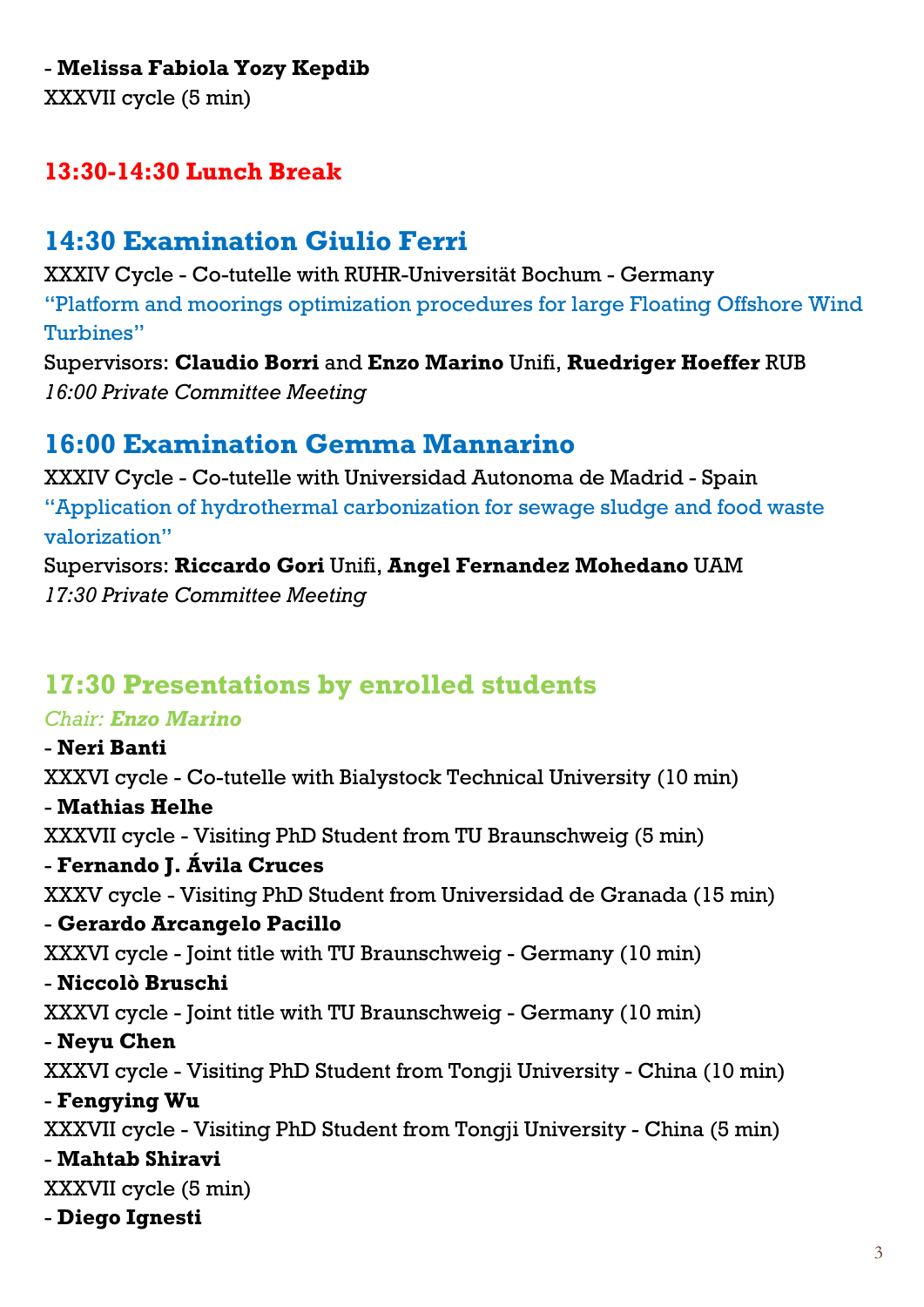- **Melissa Fabiola Yozy Kepdib**
XXXVII cycle (5 min)

## 13:30-14:30 Lunch Break

## 14:30 Examination Giulio Ferri

XXXIV Cycle - Co-tutelle with RUHR-Universität Bochum - Germany
"Platform and moorings optimization procedures for large Floating Offshore Wind Turbines"
Supervisors: **Claudio Borri** and **Enzo Marino** Unifi, **Ruedriger Hoeffer** RUB
*16:00 Private Committee Meeting*

## 16:00 Examination Gemma Mannarino

XXXIV Cycle - Co-tutelle with Universidad Autonoma de Madrid - Spain
"Application of hydrothermal carbonization for sewage sludge and food waste valorization"
Supervisors: **Riccardo Gori** Unifi, **Angel Fernandez Mohedano** UAM
*17:30 Private Committee Meeting*

## 17:30 Presentations by enrolled students

*Chair: **Enzo Marino***

- **Neri Banti**
XXXVI cycle - Co-tutelle with Bialystock Technical University (10 min)
- **Mathias Helhe**
XXXVII cycle - Visiting PhD Student from TU Braunschweig (5 min)
- **Fernando J. Ávila Cruces**
XXXV cycle - Visiting PhD Student from Universidad de Granada (15 min)
- **Gerardo Arcangelo Pacillo**
XXXVI cycle - Joint title with TU Braunschweig - Germany (10 min)
- **Niccolò Bruschi**
XXXVI cycle - Joint title with TU Braunschweig - Germany (10 min)
- **Neyu Chen**
XXXVI cycle - Visiting PhD Student from Tongji University - China (10 min)
- **Fengying Wu**
XXXVII cycle - Visiting PhD Student from Tongji University - China (5 min)
- **Mahtab Shiravi**
XXXVII cycle (5 min)
- **Diego Ignesti**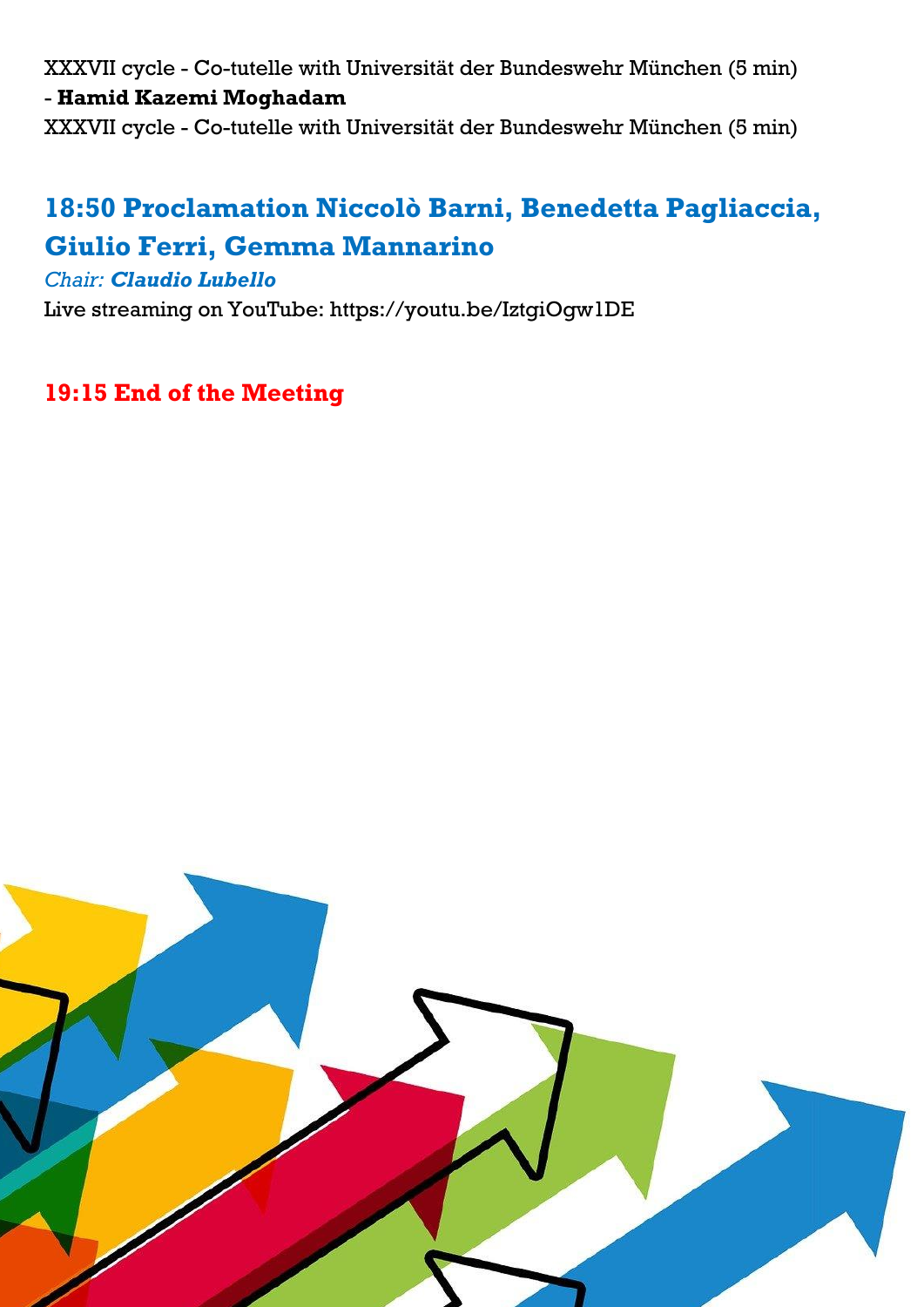XXXVII cycle - Co-tutelle with Universität der Bundeswehr München (5 min)
- **Hamid Kazemi Moghadam**
XXXVII cycle - Co-tutelle with Universität der Bundeswehr München (5 min)

## 18:50 Proclamation Niccolò Barni, Benedetta Pagliaccia, Giulio Ferri, Gemma Mannarino

*Chair:* ***Claudio Lubello***
Live streaming on YouTube: https://youtu.be/IztgiOgw1DE

## 19:15 End of the Meeting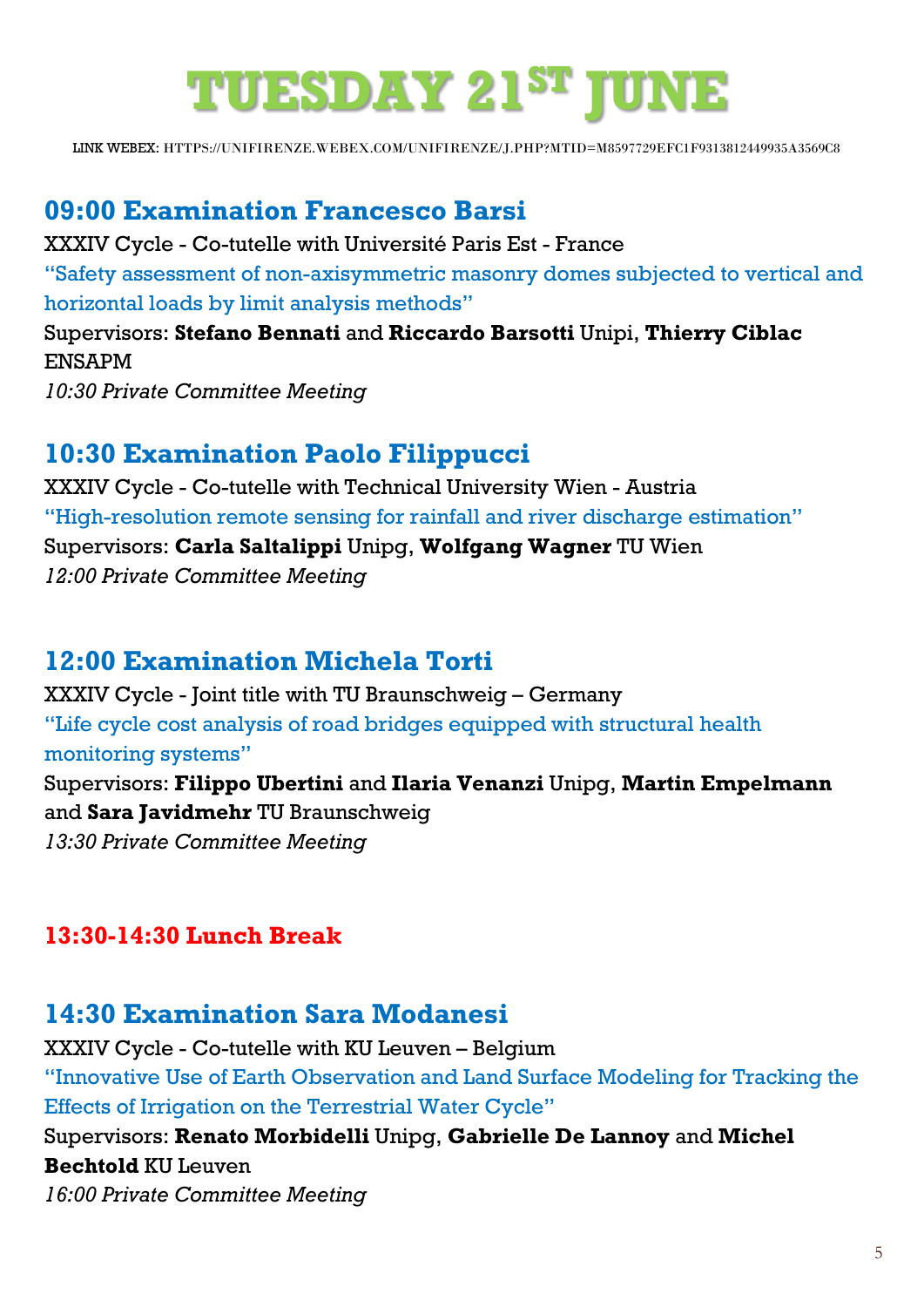# TUESDAY 21ST JUNE

LINK WEBEX: HTTPS://UNIFIRENZE.WEBEX.COM/UNIFIRENZE/J.PHP?MTID=M8597729EFC1F9313812449935A3569C8

## 09:00 Examination Francesco Barsi

XXXIV Cycle - Co-tutelle with Université Paris Est - France

"Safety assessment of non-axisymmetric masonry domes subjected to vertical and horizontal loads by limit analysis methods"

Supervisors: **Stefano Bennati** and **Riccardo Barsotti** Unipi, **Thierry Ciblac** ENSAPM

*10:30 Private Committee Meeting*

## 10:30 Examination Paolo Filippucci

XXXIV Cycle - Co-tutelle with Technical University Wien - Austria

"High-resolution remote sensing for rainfall and river discharge estimation"

Supervisors: **Carla Saltalippi** Unipg, **Wolfgang Wagner** TU Wien

*12:00 Private Committee Meeting*

## 12:00 Examination Michela Torti

XXXIV Cycle - Joint title with TU Braunschweig – Germany

"Life cycle cost analysis of road bridges equipped with structural health monitoring systems"

Supervisors: **Filippo Ubertini** and **Ilaria Venanzi** Unipg, **Martin Empelmann** and **Sara Javidmehr** TU Braunschweig

*13:30 Private Committee Meeting*

## 13:30-14:30 Lunch Break

## 14:30 Examination Sara Modanesi

XXXIV Cycle - Co-tutelle with KU Leuven – Belgium

"Innovative Use of Earth Observation and Land Surface Modeling for Tracking the Effects of Irrigation on the Terrestrial Water Cycle"

Supervisors: **Renato Morbidelli** Unipg, **Gabrielle De Lannoy** and **Michel Bechtold** KU Leuven

*16:00 Private Committee Meeting*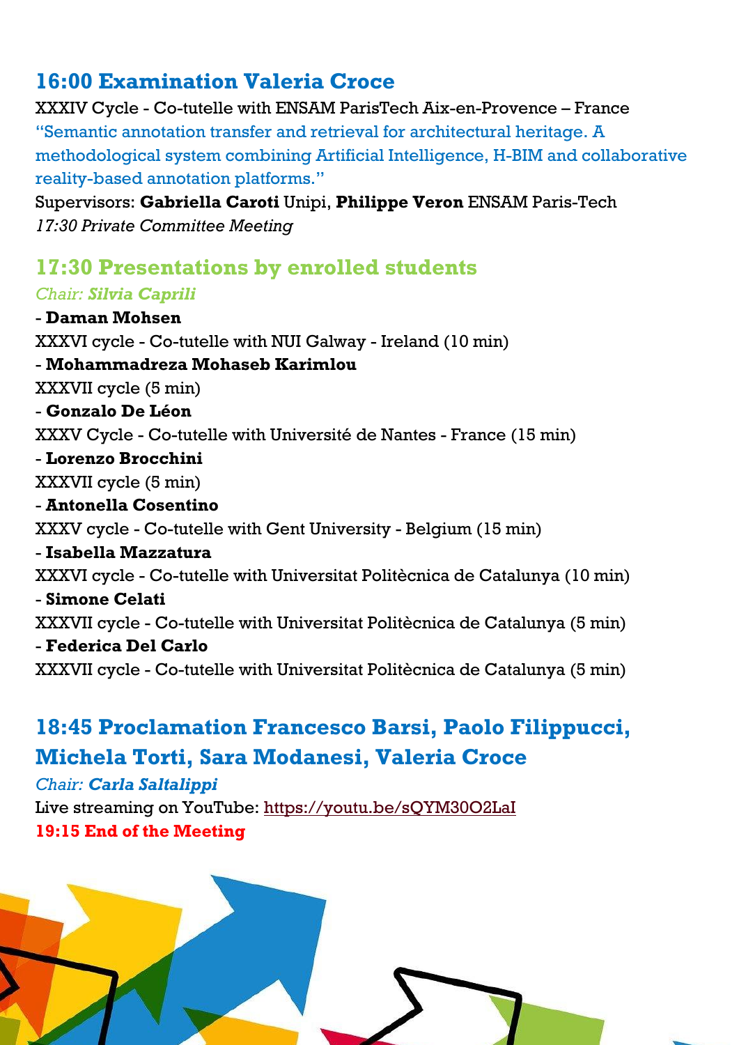## 16:00 Examination Valeria Croce

XXXIV Cycle - Co-tutelle with ENSAM ParisTech Aix-en-Provence – France

"Semantic annotation transfer and retrieval for architectural heritage. A methodological system combining Artificial Intelligence, H-BIM and collaborative reality-based annotation platforms."

Supervisors: **Gabriella Caroti** Unipi, **Philippe Veron** ENSAM Paris-Tech

*17:30 Private Committee Meeting*

## 17:30 Presentations by enrolled students

*Chair: **Silvia Caprili***

- **Daman Mohsen**
XXXVI cycle - Co-tutelle with NUI Galway - Ireland (10 min)
- **Mohammadreza Mohaseb Karimlou**
XXXVII cycle (5 min)
- **Gonzalo De Léon**
XXXV Cycle - Co-tutelle with Université de Nantes - France (15 min)
- **Lorenzo Brocchini**
XXXVII cycle (5 min)
- **Antonella Cosentino**
XXXV cycle - Co-tutelle with Gent University - Belgium (15 min)
- **Isabella Mazzatura**
XXXVI cycle - Co-tutelle with Universitat Politècnica de Catalunya (10 min)
- **Simone Celati**
XXXVII cycle - Co-tutelle with Universitat Politècnica de Catalunya (5 min)
- **Federica Del Carlo**
XXXVII cycle - Co-tutelle with Universitat Politècnica de Catalunya (5 min)

## 18:45 Proclamation Francesco Barsi, Paolo Filippucci, Michela Torti, Sara Modanesi, Valeria Croce

*Chair: **Carla Saltalippi***

Live streaming on YouTube: https://youtu.be/sQYM30O2LaI

**19:15 End of the Meeting**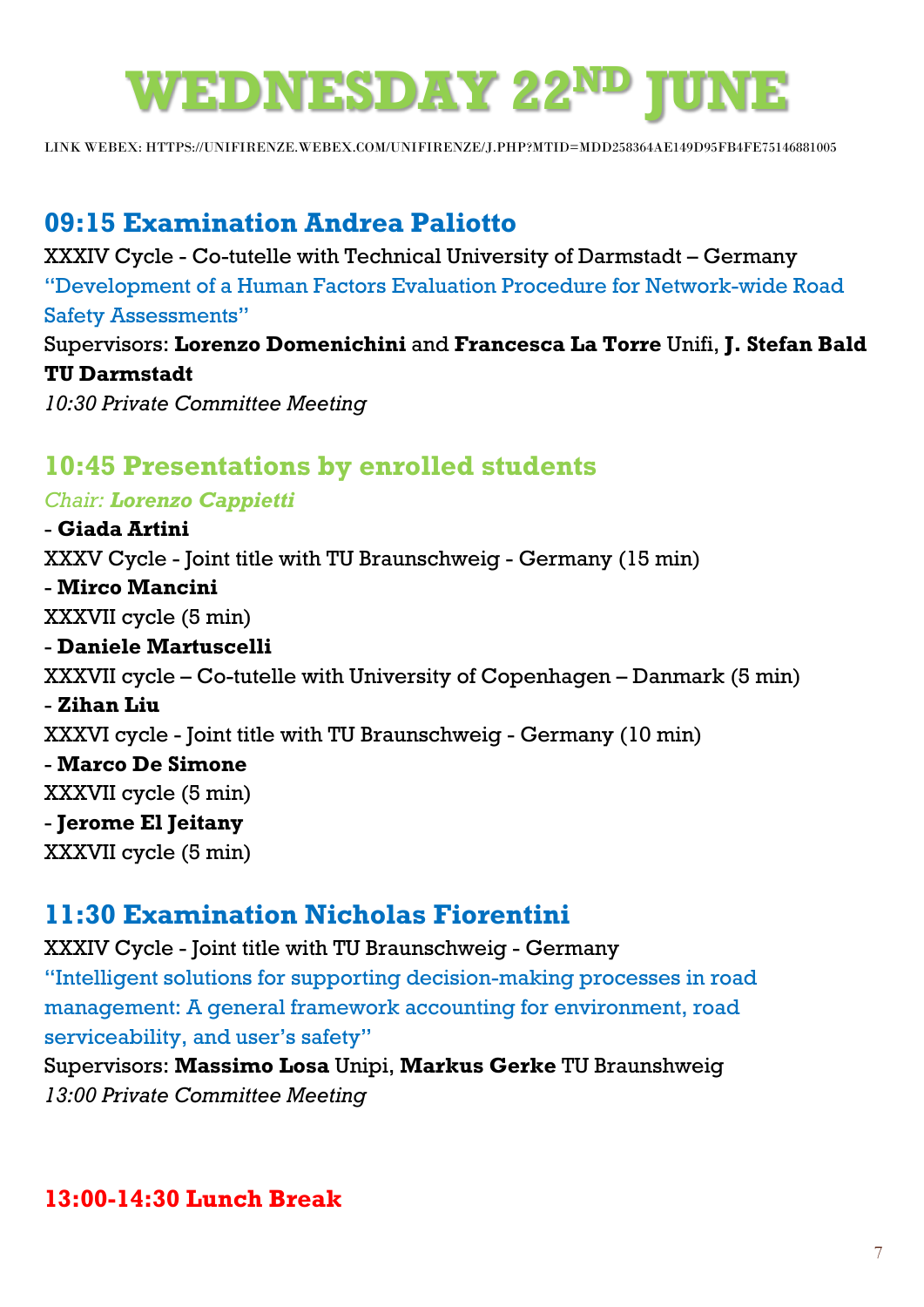# WEDNESDAY 22ND JUNE

LINK WEBEX: HTTPS://UNIFIRENZE.WEBEX.COM/UNIFIRENZE/J.PHP?MTID=MDD258364AE149D95FB4FE75146881005

## 09:15 Examination Andrea Paliotto

XXXIV Cycle - Co-tutelle with Technical University of Darmstadt – Germany

"Development of a Human Factors Evaluation Procedure for Network-wide Road Safety Assessments"

Supervisors: **Lorenzo Domenichini** and **Francesca La Torre** Unifi, **J. Stefan Bald TU Darmstadt**

*10:30 Private Committee Meeting*

## 10:45 Presentations by enrolled students

*Chair: **Lorenzo Cappietti***

- **Giada Artini**
XXXV Cycle - Joint title with TU Braunschweig - Germany (15 min)
- **Mirco Mancini**
XXXVII cycle (5 min)
- **Daniele Martuscelli**
XXXVII cycle – Co-tutelle with University of Copenhagen – Danmark (5 min)
- **Zihan Liu**
XXXVI cycle - Joint title with TU Braunschweig - Germany (10 min)
- **Marco De Simone**
XXXVII cycle (5 min)
- **Jerome El Jeitany**
XXXVII cycle (5 min)

## 11:30 Examination Nicholas Fiorentini

XXXIV Cycle - Joint title with TU Braunschweig - Germany

"Intelligent solutions for supporting decision-making processes in road management: A general framework accounting for environment, road serviceability, and user's safety"

Supervisors: **Massimo Losa** Unipi, **Markus Gerke** TU Braunshweig

*13:00 Private Committee Meeting*

## 13:00-14:30 Lunch Break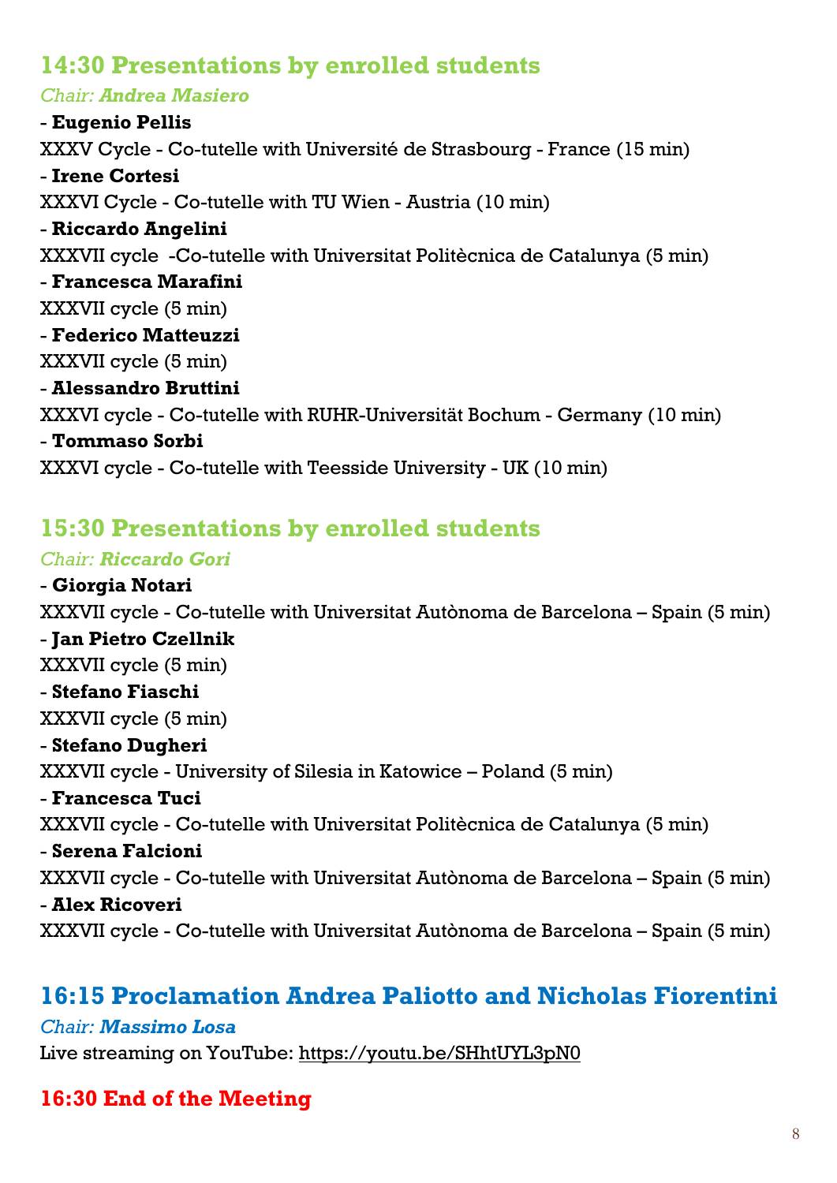## 14:30 Presentations by enrolled students

*Chair: **Andrea Masiero***

- **Eugenio Pellis**
XXXV Cycle - Co-tutelle with Université de Strasbourg - France (15 min)
- **Irene Cortesi**
XXXVI Cycle - Co-tutelle with TU Wien - Austria (10 min)
- **Riccardo Angelini**
XXXVII cycle -Co-tutelle with Universitat Politècnica de Catalunya (5 min)
- **Francesca Marafini**
XXXVII cycle (5 min)
- **Federico Matteuzzi**
XXXVII cycle (5 min)
- **Alessandro Bruttini**
XXXVI cycle - Co-tutelle with RUHR-Universität Bochum - Germany (10 min)
- **Tommaso Sorbi**
XXXVI cycle - Co-tutelle with Teesside University - UK (10 min)

## 15:30 Presentations by enrolled students

*Chair: **Riccardo Gori***

- **Giorgia Notari**
XXXVII cycle - Co-tutelle with Universitat Autònoma de Barcelona – Spain (5 min)
- **Jan Pietro Czellnik**
XXXVII cycle (5 min)
- **Stefano Fiaschi**
XXXVII cycle (5 min)
- **Stefano Dugheri**
XXXVII cycle - University of Silesia in Katowice – Poland (5 min)
- **Francesca Tuci**
XXXVII cycle - Co-tutelle with Universitat Politècnica de Catalunya (5 min)
- **Serena Falcioni**
XXXVII cycle - Co-tutelle with Universitat Autònoma de Barcelona – Spain (5 min)
- **Alex Ricoveri**
XXXVII cycle - Co-tutelle with Universitat Autònoma de Barcelona – Spain (5 min)

## 16:15 Proclamation Andrea Paliotto and Nicholas Fiorentini

*Chair: **Massimo Losa***

Live streaming on YouTube: https://youtu.be/SHhtUYL3pN0

## 16:30 End of the Meeting